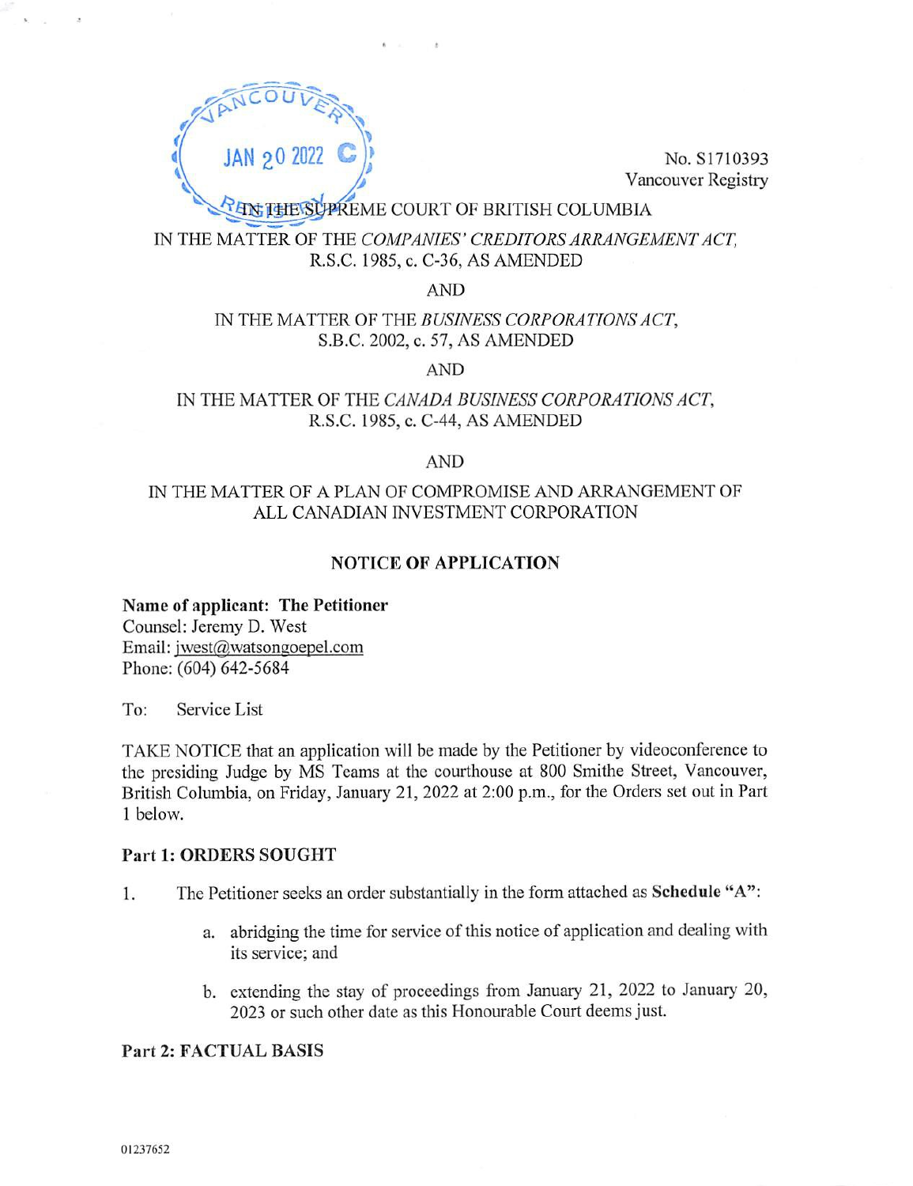VANCOUVER

JAN 20 2022

REGISTRY

No. S1710393
Vancouver Registry

IN THE SUPREME COURT OF BRITISH COLUMBIA

IN THE MATTER OF THE *COMPANIES' CREDITORS ARRANGEMENT ACT*, R.S.C. 1985, c. C-36, AS AMENDED

AND

IN THE MATTER OF THE *BUSINESS CORPORATIONS ACT*, S.B.C. 2002, c. 57, AS AMENDED

AND

IN THE MATTER OF THE *CANADA BUSINESS CORPORATIONS ACT*, R.S.C. 1985, c. C-44, AS AMENDED

AND

IN THE MATTER OF A PLAN OF COMPROMISE AND ARRANGEMENT OF ALL CANADIAN INVESTMENT CORPORATION

## NOTICE OF APPLICATION

**Name of applicant: The Petitioner**
Counsel: Jeremy D. West
Email: jwest@watsongoepel.com
Phone: (604) 642-5684

To: Service List

TAKE NOTICE that an application will be made by the Petitioner by videoconference to the presiding Judge by MS Teams at the courthouse at 800 Smithe Street, Vancouver, British Columbia, on Friday, January 21, 2022 at 2:00 p.m., for the Orders set out in Part 1 below.

### Part 1: ORDERS SOUGHT

1. The Petitioner seeks an order substantially in the form attached as **Schedule "A"**:

   a. abridging the time for service of this notice of application and dealing with its service; and

   b. extending the stay of proceedings from January 21, 2022 to January 20, 2023 or such other date as this Honourable Court deems just.

### Part 2: FACTUAL BASIS

01237652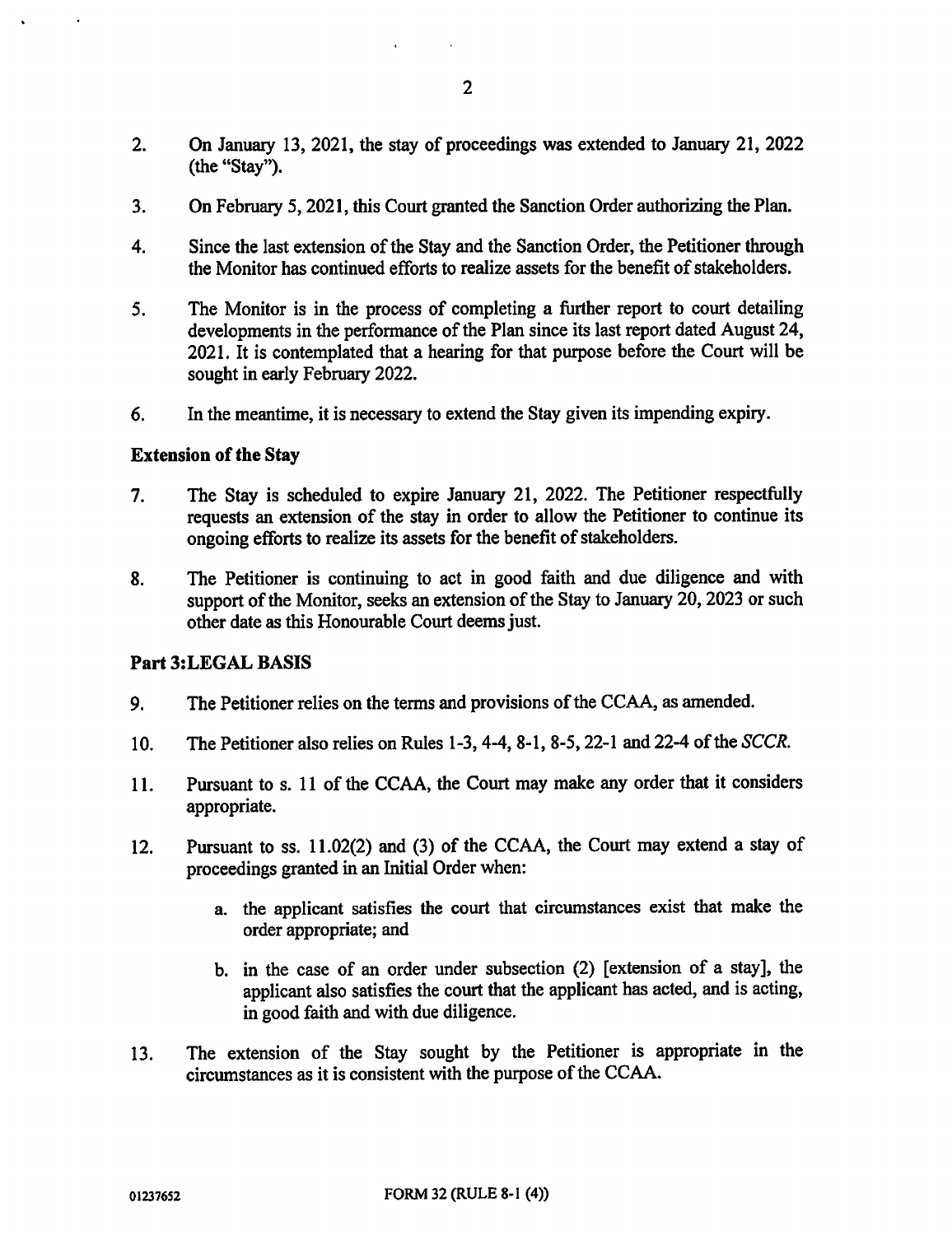2. On January 13, 2021, the stay of proceedings was extended to January 21, 2022 (the "Stay").

3. On February 5, 2021, this Court granted the Sanction Order authorizing the Plan.

4. Since the last extension of the Stay and the Sanction Order, the Petitioner through the Monitor has continued efforts to realize assets for the benefit of stakeholders.

5. The Monitor is in the process of completing a further report to court detailing developments in the performance of the Plan since its last report dated August 24, 2021. It is contemplated that a hearing for that purpose before the Court will be sought in early February 2022.

6. In the meantime, it is necessary to extend the Stay given its impending expiry.

**Extension of the Stay**

7. The Stay is scheduled to expire January 21, 2022. The Petitioner respectfully requests an extension of the stay in order to allow the Petitioner to continue its ongoing efforts to realize its assets for the benefit of stakeholders.

8. The Petitioner is continuing to act in good faith and due diligence and with support of the Monitor, seeks an extension of the Stay to January 20, 2023 or such other date as this Honourable Court deems just.

**Part 3:LEGAL BASIS**

9. The Petitioner relies on the terms and provisions of the CCAA, as amended.

10. The Petitioner also relies on Rules 1-3, 4-4, 8-1, 8-5, 22-1 and 22-4 of the *SCCR*.

11. Pursuant to s. 11 of the CCAA, the Court may make any order that it considers appropriate.

12. Pursuant to ss. 11.02(2) and (3) of the CCAA, the Court may extend a stay of proceedings granted in an Initial Order when:

    a. the applicant satisfies the court that circumstances exist that make the order appropriate; and

    b. in the case of an order under subsection (2) [extension of a stay], the applicant also satisfies the court that the applicant has acted, and is acting, in good faith and with due diligence.

13. The extension of the Stay sought by the Petitioner is appropriate in the circumstances as it is consistent with the purpose of the CCAA.

01237652 FORM 32 (RULE 8-1 (4))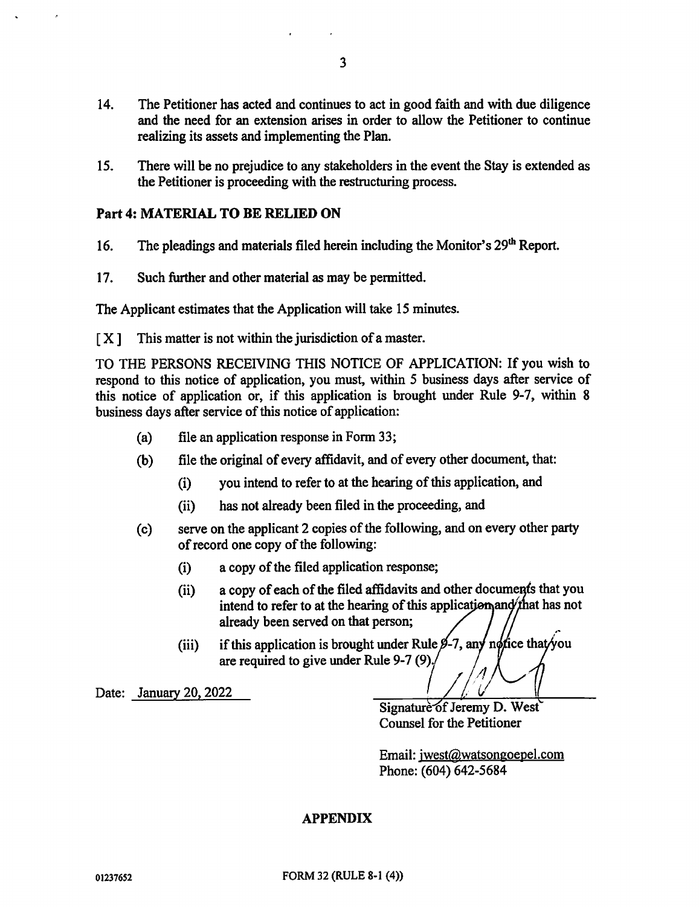14. The Petitioner has acted and continues to act in good faith and with due diligence and the need for an extension arises in order to allow the Petitioner to continue realizing its assets and implementing the Plan.

15. There will be no prejudice to any stakeholders in the event the Stay is extended as the Petitioner is proceeding with the restructuring process.

**Part 4: MATERIAL TO BE RELIED ON**

16. The pleadings and materials filed herein including the Monitor's 29th Report.

17. Such further and other material as may be permitted.

The Applicant estimates that the Application will take 15 minutes.

[ X ] This matter is not within the jurisdiction of a master.

TO THE PERSONS RECEIVING THIS NOTICE OF APPLICATION: If you wish to respond to this notice of application, you must, within 5 business days after service of this notice of application or, if this application is brought under Rule 9-7, within 8 business days after service of this notice of application:

- (a) file an application response in Form 33;
- (b) file the original of every affidavit, and of every other document, that:
  - (i) you intend to refer to at the hearing of this application, and
  - (ii) has not already been filed in the proceeding, and
- (c) serve on the applicant 2 copies of the following, and on every other party of record one copy of the following:
  - (i) a copy of the filed application response;
  - (ii) a copy of each of the filed affidavits and other documents that you intend to refer to at the hearing of this application and that has not already been served on that person;
  - (iii) if this application is brought under Rule 9-7, any notice that you are required to give under Rule 9-7 (9).

Date: January 20, 2022

Signature of Jeremy D. West
Counsel for the Petitioner

Email: jwest@watsongoepel.com
Phone: (604) 642-5684

**APPENDIX**

01237652

FORM 32 (RULE 8-1 (4))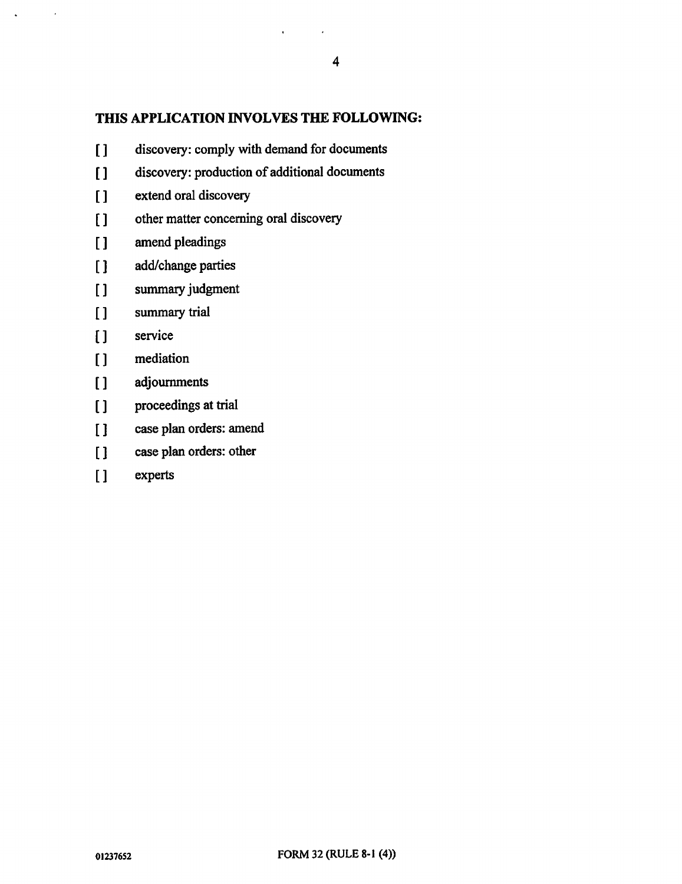## THIS APPLICATION INVOLVES THE FOLLOWING:

[ ] discovery: comply with demand for documents

[ ] discovery: production of additional documents

[ ] extend oral discovery

[ ] other matter concerning oral discovery

[ ] amend pleadings

[ ] add/change parties

[ ] summary judgment

[ ] summary trial

[ ] service

[ ] mediation

[ ] adjournments

[ ] proceedings at trial

[ ] case plan orders: amend

[ ] case plan orders: other

[ ] experts

01237652 FORM 32 (RULE 8-1 (4))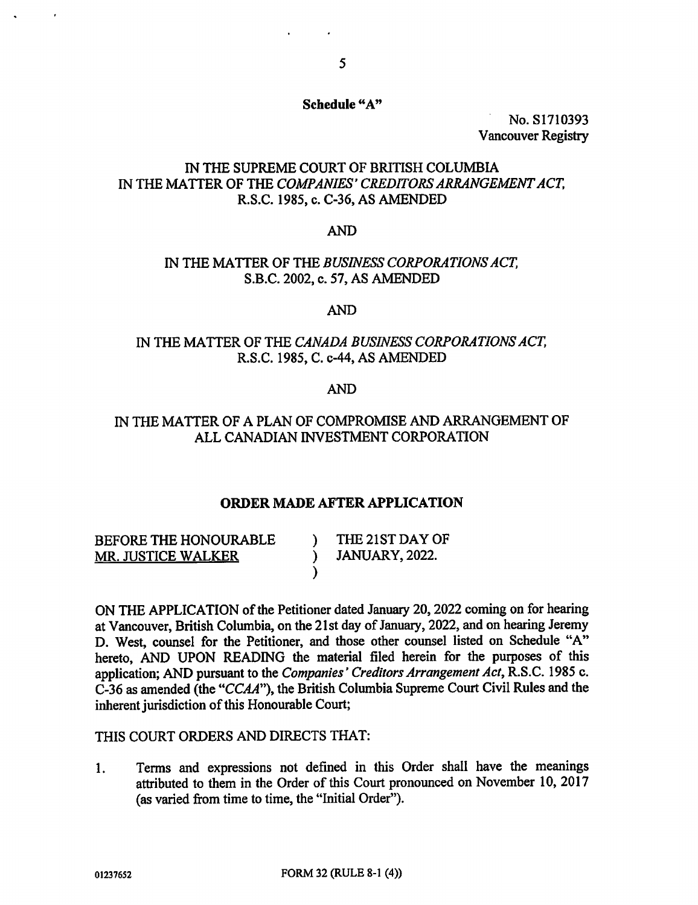**Schedule "A"**

No. S1710393
Vancouver Registry

IN THE SUPREME COURT OF BRITISH COLUMBIA
IN THE MATTER OF THE *COMPANIES' CREDITORS ARRANGEMENT ACT*,
R.S.C. 1985, c. C-36, AS AMENDED

AND

IN THE MATTER OF THE *BUSINESS CORPORATIONS ACT*,
S.B.C. 2002, c. 57, AS AMENDED

AND

IN THE MATTER OF THE *CANADA BUSINESS CORPORATIONS ACT*,
R.S.C. 1985, C. c-44, AS AMENDED

AND

IN THE MATTER OF A PLAN OF COMPROMISE AND ARRANGEMENT OF
ALL CANADIAN INVESTMENT CORPORATION

**ORDER MADE AFTER APPLICATION**

| BEFORE THE HONOURABLE MR. JUSTICE WALKER | ) | THE 21ST DAY OF JANUARY, 2022. |
|---|---|---|

ON THE APPLICATION of the Petitioner dated January 20, 2022 coming on for hearing at Vancouver, British Columbia, on the 21st day of January, 2022, and on hearing Jeremy D. West, counsel for the Petitioner, and those other counsel listed on Schedule "A" hereto, AND UPON READING the material filed herein for the purposes of this application; AND pursuant to the *Companies' Creditors Arrangement Act*, R.S.C. 1985 c. C-36 as amended (the "*CCAA*"), the British Columbia Supreme Court Civil Rules and the inherent jurisdiction of this Honourable Court;

THIS COURT ORDERS AND DIRECTS THAT:

1. Terms and expressions not defined in this Order shall have the meanings attributed to them in the Order of this Court pronounced on November 10, 2017 (as varied from time to time, the "Initial Order").

01237652 FORM 32 (RULE 8-1 (4))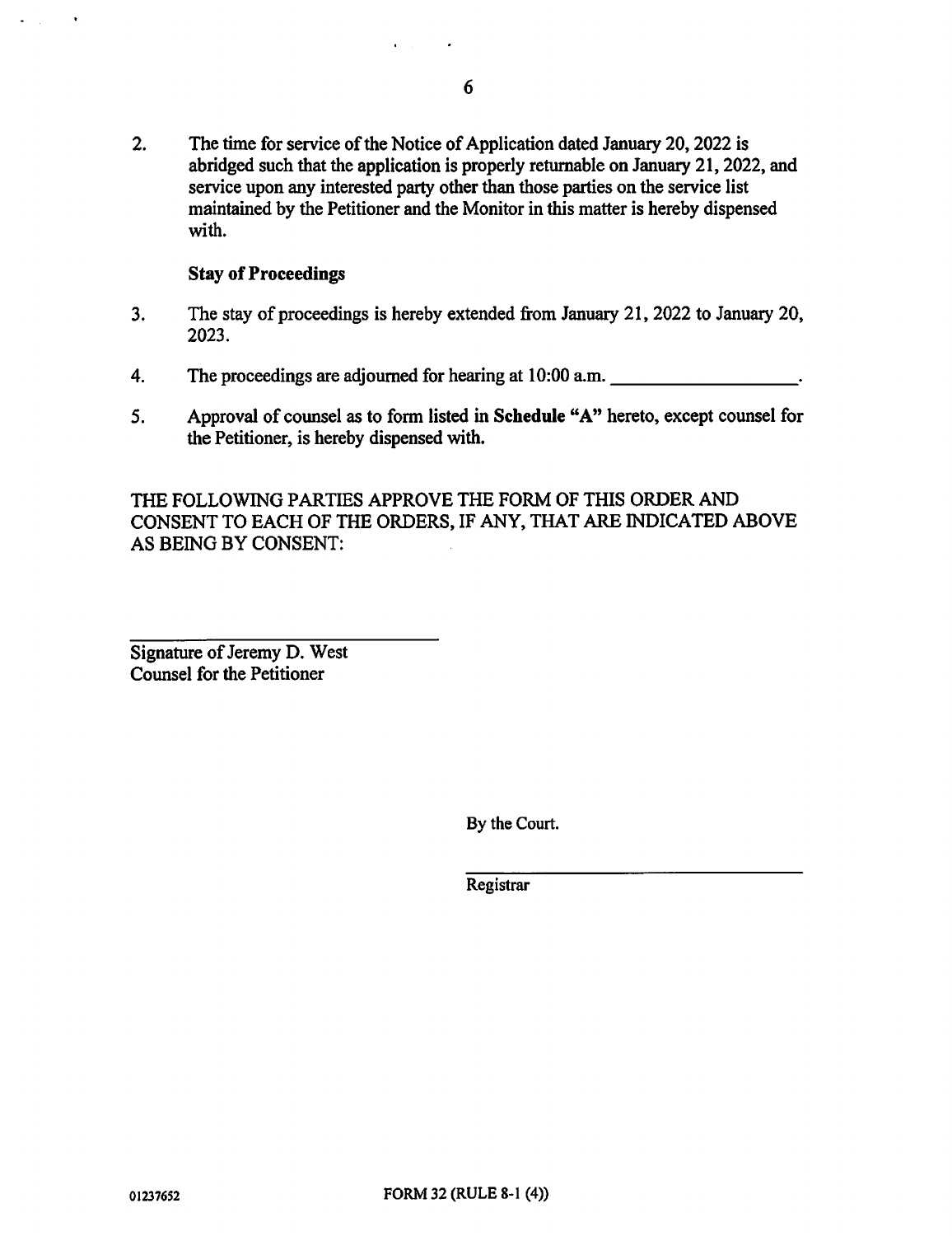2. The time for service of the Notice of Application dated January 20, 2022 is abridged such that the application is properly returnable on January 21, 2022, and service upon any interested party other than those parties on the service list maintained by the Petitioner and the Monitor in this matter is hereby dispensed with.

**Stay of Proceedings**

3. The stay of proceedings is hereby extended from January 21, 2022 to January 20, 2023.

4. The proceedings are adjourned for hearing at 10:00 a.m. ___________________.

5. Approval of counsel as to form listed in **Schedule "A"** hereto, except counsel for the Petitioner, is hereby dispensed with.

THE FOLLOWING PARTIES APPROVE THE FORM OF THIS ORDER AND CONSENT TO EACH OF THE ORDERS, IF ANY, THAT ARE INDICATED ABOVE AS BEING BY CONSENT:

______________________________
Signature of Jeremy D. West
Counsel for the Petitioner

By the Court.

______________________________
Registrar

01237652

FORM 32 (RULE 8-1 (4))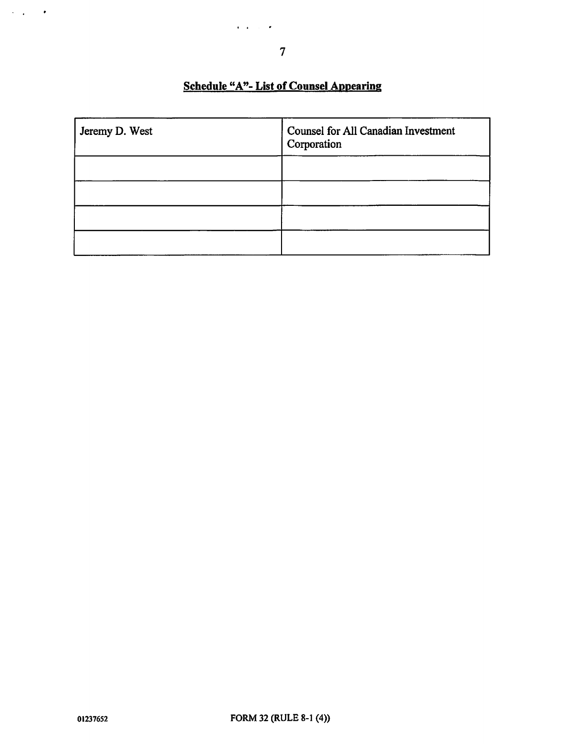## Schedule "A"- List of Counsel Appearing

| | |
|---|---|
| Jeremy D. West | Counsel for All Canadian Investment Corporation |
| | |
| | |
| | |
| | |

01237652 FORM 32 (RULE 8-1 (4))